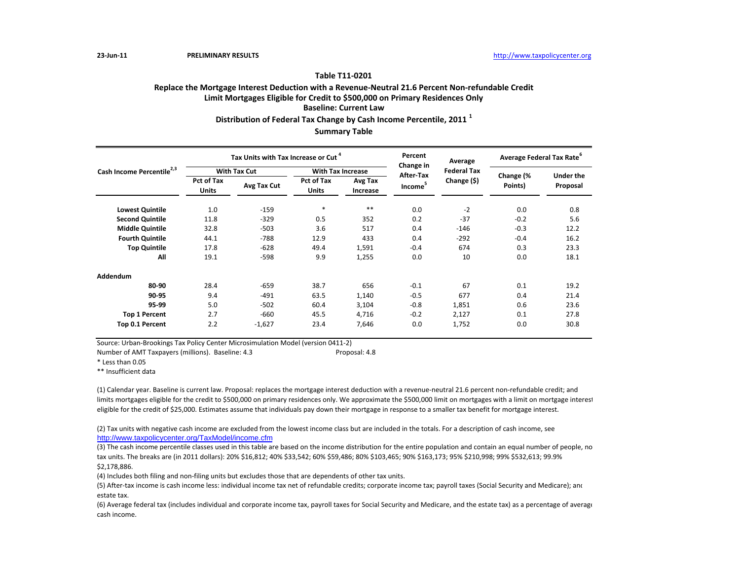23-Jun-11 **PRELIMINARY RESULTS** http://www.taxpolicycenter.org

## Table T11-0201

### Replace the Mortgage Interest Deduction with a Revenue-Neutral 21.6 Percent Non-refundable Credit
### Limit Mortgages Eligible for Credit to $500,000 on Primary Residences Only
### Baseline: Current Law
### Distribution of Federal Tax Change by Cash Income Percentile, 2011 [1]
### Summary Table

| Cash Income Percentile[2,3] | Tax Units with Tax Increase or Cut [4] | | | | Percent Change in After-Tax Income[5] | Average Federal Tax Change ($) | Average Federal Tax Rate[6] | |
|---|---|---|---|---|---|---|---|---|
| | With Tax Cut | | With Tax Increase | | | | | |
| | Pct of Tax Units | Avg Tax Cut | Pct of Tax Units | Avg Tax Increase | | | Change (% Points) | Under the Proposal |
| **Lowest Quintile** | 1.0 | -159 | * | ** | 0.0 | -2 | 0.0 | 0.8 |
| **Second Quintile** | 11.8 | -329 | 0.5 | 352 | 0.2 | -37 | -0.2 | 5.6 |
| **Middle Quintile** | 32.8 | -503 | 3.6 | 517 | 0.4 | -146 | -0.3 | 12.2 |
| **Fourth Quintile** | 44.1 | -788 | 12.9 | 433 | 0.4 | -292 | -0.4 | 16.2 |
| **Top Quintile** | 17.8 | -628 | 49.4 | 1,591 | -0.4 | 674 | 0.3 | 23.3 |
| **All** | 19.1 | -598 | 9.9 | 1,255 | 0.0 | 10 | 0.0 | 18.1 |
| **Addendum** | | | | | | | | |
| **80-90** | 28.4 | -659 | 38.7 | 656 | -0.1 | 67 | 0.1 | 19.2 |
| **90-95** | 9.4 | -491 | 63.5 | 1,140 | -0.5 | 677 | 0.4 | 21.4 |
| **95-99** | 5.0 | -502 | 60.4 | 3,104 | -0.8 | 1,851 | 0.6 | 23.6 |
| **Top 1 Percent** | 2.7 | -660 | 45.5 | 4,716 | -0.2 | 2,127 | 0.1 | 27.8 |
| **Top 0.1 Percent** | 2.2 | -1,627 | 23.4 | 7,646 | 0.0 | 1,752 | 0.0 | 30.8 |

Source: Urban-Brookings Tax Policy Center Microsimulation Model (version 0411-2)

Number of AMT Taxpayers (millions). Baseline: 4.3 Proposal: 4.8

* Less than 0.05

** Insufficient data

(1) Calendar year. Baseline is current law. Proposal: replaces the mortgage interest deduction with a revenue-neutral 21.6 percent non-refundable credit; and limits mortgages eligible for the credit to $500,000 on primary residences only. We approximate the $500,000 limit on mortgages with a limit on mortgage interest eligible for the credit of $25,000. Estimates assume that individuals pay down their mortgage in response to a smaller tax benefit for mortgage interest.

(2) Tax units with negative cash income are excluded from the lowest income class but are included in the totals. For a description of cash income, see http://www.taxpolicycenter.org/TaxModel/income.cfm

(3) The cash income percentile classes used in this table are based on the income distribution for the entire population and contain an equal number of people, not tax units. The breaks are (in 2011 dollars): 20% $16,812; 40% $33,542; 60% $59,486; 80% $103,465; 90% $163,173; 95% $210,998; 99% $532,613; 99.9% $2,178,886.

(4) Includes both filing and non-filing units but excludes those that are dependents of other tax units.

(5) After-tax income is cash income less: individual income tax net of refundable credits; corporate income tax; payroll taxes (Social Security and Medicare); and estate tax.

(6) Average federal tax (includes individual and corporate income tax, payroll taxes for Social Security and Medicare, and the estate tax) as a percentage of average cash income.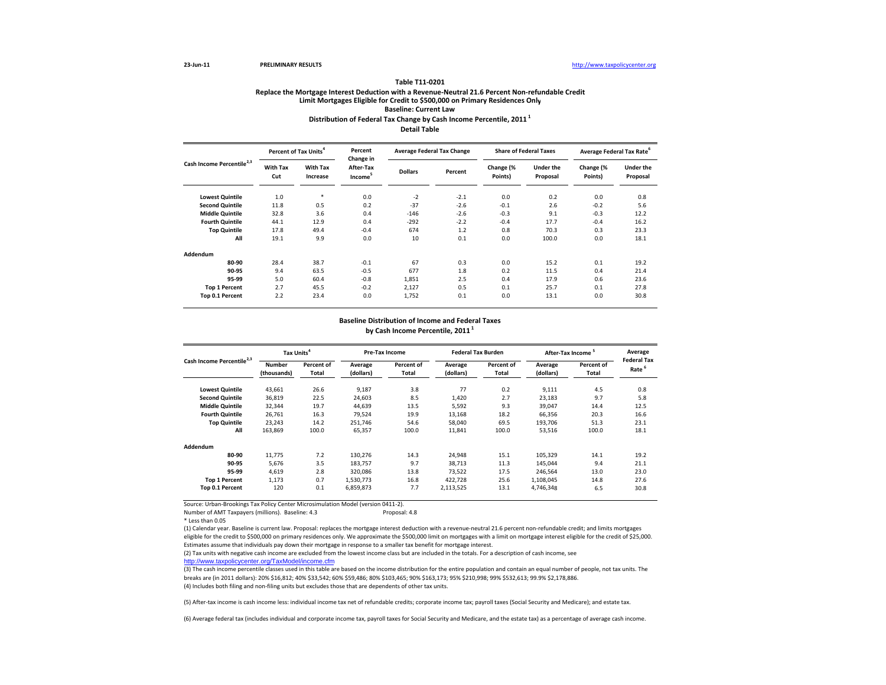**Table T11-0201**

**Replace the Mortgage Interest Deduction with a Revenue-Neutral 21.6 Percent Non-refundable Credit**

**Limit Mortgages Eligible for Credit to $500,000 on Primary Residences Only**

**Baseline: Current Law**

**Distribution of Federal Tax Change by Cash Income Percentile, 2011 [1]**

**Detail Table**

| Cash Income Percentile [2,3] | Percent of Tax Units [4] | | Percent Change in After-Tax Income [5] | Average Federal Tax Change | | Share of Federal Taxes | | Average Federal Tax Rate [6] | |
|---|---|---|---|---|---|---|---|---|---|
| | With Tax Cut | With Tax Increase | | Dollars | Percent | Change (% Points) | Under the Proposal | Change (% Points) | Under the Proposal |
| Lowest Quintile | 1.0 | * | 0.0 | -2 | -2.1 | 0.0 | 0.2 | 0.0 | 0.8 |
| Second Quintile | 11.8 | 0.5 | 0.2 | -37 | -2.6 | -0.1 | 2.6 | -0.2 | 5.6 |
| Middle Quintile | 32.8 | 3.6 | 0.4 | -146 | -2.6 | -0.3 | 9.1 | -0.3 | 12.2 |
| Fourth Quintile | 44.1 | 12.9 | 0.4 | -292 | -2.2 | -0.4 | 17.7 | -0.4 | 16.2 |
| Top Quintile | 17.8 | 49.4 | -0.4 | 674 | 1.2 | 0.8 | 70.3 | 0.3 | 23.3 |
| All | 19.1 | 9.9 | 0.0 | 10 | 0.1 | 0.0 | 100.0 | 0.0 | 18.1 |
| **Addendum** | | | | | | | | | |
| 80-90 | 28.4 | 38.7 | -0.1 | 67 | 0.3 | 0.0 | 15.2 | 0.1 | 19.2 |
| 90-95 | 9.4 | 63.5 | -0.5 | 677 | 1.8 | 0.2 | 11.5 | 0.4 | 21.4 |
| 95-99 | 5.0 | 60.4 | -0.8 | 1,851 | 2.5 | 0.4 | 17.9 | 0.6 | 23.6 |
| Top 1 Percent | 2.7 | 45.5 | -0.2 | 2,127 | 0.5 | 0.1 | 25.7 | 0.1 | 27.8 |
| Top 0.1 Percent | 2.2 | 23.4 | 0.0 | 1,752 | 0.1 | 0.0 | 13.1 | 0.0 | 30.8 |

**Baseline Distribution of Income and Federal Taxes by Cash Income Percentile, 2011 [1]**

| Cash Income Percentile [2,3] | Tax Units [4] | | Pre-Tax Income | | Federal Tax Burden | | After-Tax Income [5] | | Average Federal Tax Rate [6] |
|---|---|---|---|---|---|---|---|---|---|
| | Number (thousands) | Percent of Total | Average (dollars) | Percent of Total | Average (dollars) | Percent of Total | Average (dollars) | Percent of Total | |
| Lowest Quintile | 43,661 | 26.6 | 9,187 | 3.8 | 77 | 0.2 | 9,111 | 4.5 | 0.8 |
| Second Quintile | 36,819 | 22.5 | 24,603 | 8.5 | 1,420 | 2.7 | 23,183 | 9.7 | 5.8 |
| Middle Quintile | 32,344 | 19.7 | 44,639 | 13.5 | 5,592 | 9.3 | 39,047 | 14.4 | 12.5 |
| Fourth Quintile | 26,761 | 16.3 | 79,524 | 19.9 | 13,168 | 18.2 | 66,356 | 20.3 | 16.6 |
| Top Quintile | 23,243 | 14.2 | 251,746 | 54.6 | 58,040 | 69.5 | 193,706 | 51.3 | 23.1 |
| All | 163,869 | 100.0 | 65,357 | 100.0 | 11,841 | 100.0 | 53,516 | 100.0 | 18.1 |
| **Addendum** | | | | | | | | | |
| 80-90 | 11,775 | 7.2 | 130,276 | 14.3 | 24,948 | 15.1 | 105,329 | 14.1 | 19.2 |
| 90-95 | 5,676 | 3.5 | 183,757 | 9.7 | 38,713 | 11.3 | 145,044 | 9.4 | 21.1 |
| 95-99 | 4,619 | 2.8 | 320,086 | 13.8 | 73,522 | 17.5 | 246,564 | 13.0 | 23.0 |
| Top 1 Percent | 1,173 | 0.7 | 1,530,773 | 16.8 | 422,728 | 25.6 | 1,108,045 | 14.8 | 27.6 |
| Top 0.1 Percent | 120 | 0.1 | 6,859,873 | 7.7 | 2,113,525 | 13.1 | 4,746,348 | 6.5 | 30.8 |

Source: Urban-Brookings Tax Policy Center Microsimulation Model (version 0411-2).

Number of AMT Taxpayers (millions). Baseline: 4.3 Proposal: 4.8

* Less than 0.05

(1) Calendar year. Baseline is current law. Proposal: replaces the mortgage interest deduction with a revenue-neutral 21.6 percent non-refundable credit; and limits mortgages eligible for the credit to $500,000 on primary residences only. We approximate the $500,000 limit on mortgages with a limit on mortgage interest eligible for the credit of $25,000. Estimates assume that individuals pay down their mortgage in response to a smaller tax benefit for mortgage interest.

(2) Tax units with negative cash income are excluded from the lowest income class but are included in the totals. For a description of cash income, see http://www.taxpolicycenter.org/TaxModel/income.cfm

(3) The cash income percentile classes used in this table are based on the income distribution for the entire population and contain an equal number of people, not tax units. The breaks are (in 2011 dollars): 20% $16,812; 40% $33,542; 60% $59,486; 80% $103,465; 90% $163,173; 95% $210,998; 99% $532,613; 99.9% $2,178,886.

(4) Includes both filing and non-filing units but excludes those that are dependents of other tax units.

(5) After-tax income is cash income less: individual income tax net of refundable credits; corporate income tax; payroll taxes (Social Security and Medicare); and estate tax.

(6) Average federal tax (includes individual and corporate income tax, payroll taxes for Social Security and Medicare, and the estate tax) as a percentage of average cash income.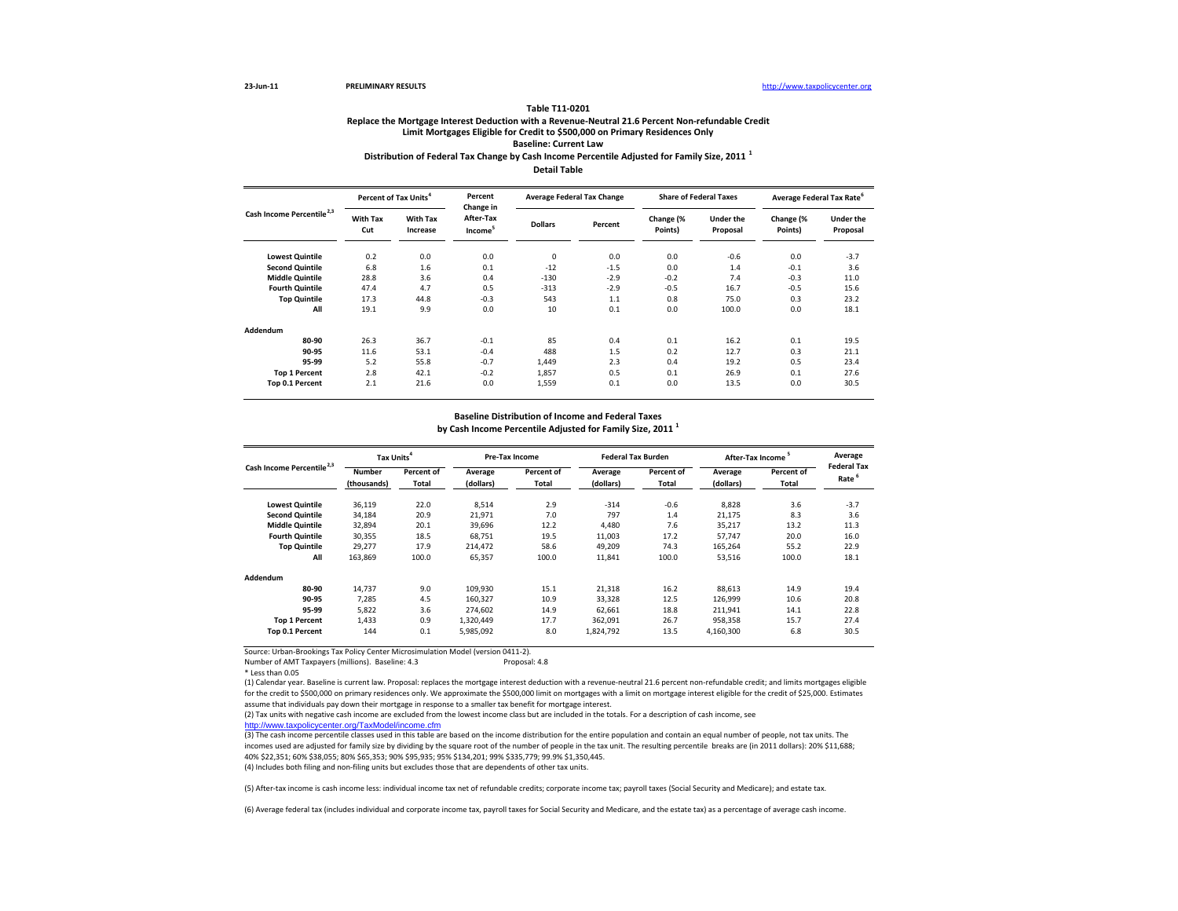23-Jun-11 PRELIMINARY RESULTS http://www.taxpolicycenter.org

**Table T11-0201**

**Replace the Mortgage Interest Deduction with a Revenue-Neutral 21.6 Percent Non-refundable Credit**
**Limit Mortgages Eligible for Credit to $500,000 on Primary Residences Only**
**Baseline: Current Law**
**Distribution of Federal Tax Change by Cash Income Percentile Adjusted for Family Size, 2011 [1]**
**Detail Table**

| Cash Income Percentile [2,3] | Percent of Tax Units [4] | | Percent Change in After-Tax Income [5] | Average Federal Tax Change | | Share of Federal Taxes | | Average Federal Tax Rate [6] | |
|---|---|---|---|---|---|---|---|---|---|
| | With Tax Cut | With Tax Increase | | Dollars | Percent | Change (% Points) | Under the Proposal | Change (% Points) | Under the Proposal |
| Lowest Quintile | 0.2 | 0.0 | 0.0 | 0 | 0.0 | 0.0 | -0.6 | 0.0 | -3.7 |
| Second Quintile | 6.8 | 1.6 | 0.1 | -12 | -1.5 | 0.0 | 1.4 | -0.1 | 3.6 |
| Middle Quintile | 28.8 | 3.6 | 0.4 | -130 | -2.9 | -0.2 | 7.4 | -0.3 | 11.0 |
| Fourth Quintile | 47.4 | 4.7 | 0.5 | -313 | -2.9 | -0.5 | 16.7 | -0.5 | 15.6 |
| Top Quintile | 17.3 | 44.8 | -0.3 | 543 | 1.1 | 0.8 | 75.0 | 0.3 | 23.2 |
| All | 19.1 | 9.9 | 0.0 | 10 | 0.1 | 0.0 | 100.0 | 0.0 | 18.1 |
| **Addendum** | | | | | | | | | |
| 80-90 | 26.3 | 36.7 | -0.1 | 85 | 0.4 | 0.1 | 16.2 | 0.1 | 19.5 |
| 90-95 | 11.6 | 53.1 | -0.4 | 488 | 1.5 | 0.2 | 12.7 | 0.3 | 21.1 |
| 95-99 | 5.2 | 55.8 | -0.7 | 1,449 | 2.3 | 0.4 | 19.2 | 0.5 | 23.4 |
| Top 1 Percent | 2.8 | 42.1 | -0.2 | 1,857 | 0.5 | 0.1 | 26.9 | 0.1 | 27.6 |
| Top 0.1 Percent | 2.1 | 21.6 | 0.0 | 1,559 | 0.1 | 0.0 | 13.5 | 0.0 | 30.5 |

**Baseline Distribution of Income and Federal Taxes**
**by Cash Income Percentile Adjusted for Family Size, 2011 [1]**

| Cash Income Percentile [2,3] | Tax Units [4] | | Pre-Tax Income | | Federal Tax Burden | | After-Tax Income [5] | | Average Federal Tax Rate [6] |
|---|---|---|---|---|---|---|---|---|---|
| | Number (thousands) | Percent of Total | Average (dollars) | Percent of Total | Average (dollars) | Percent of Total | Average (dollars) | Percent of Total | |
| Lowest Quintile | 36,119 | 22.0 | 8,514 | 2.9 | -314 | -0.6 | 8,828 | 3.6 | -3.7 |
| Second Quintile | 34,184 | 20.9 | 21,971 | 7.0 | 797 | 1.4 | 21,175 | 8.3 | 3.6 |
| Middle Quintile | 32,894 | 20.1 | 39,696 | 12.2 | 4,480 | 7.6 | 35,217 | 13.2 | 11.3 |
| Fourth Quintile | 30,355 | 18.5 | 68,751 | 19.5 | 11,003 | 17.2 | 57,747 | 20.0 | 16.0 |
| Top Quintile | 29,277 | 17.9 | 214,472 | 58.6 | 49,209 | 74.3 | 165,264 | 55.2 | 22.9 |
| All | 163,869 | 100.0 | 65,357 | 100.0 | 11,841 | 100.0 | 53,516 | 100.0 | 18.1 |
| **Addendum** | | | | | | | | | |
| 80-90 | 14,737 | 9.0 | 109,930 | 15.1 | 21,318 | 16.2 | 88,613 | 14.9 | 19.4 |
| 90-95 | 7,285 | 4.5 | 160,327 | 10.9 | 33,328 | 12.5 | 126,999 | 10.6 | 20.8 |
| 95-99 | 5,822 | 3.6 | 274,602 | 14.9 | 62,661 | 18.8 | 211,941 | 14.1 | 22.8 |
| Top 1 Percent | 1,433 | 0.9 | 1,320,449 | 17.7 | 362,091 | 26.7 | 958,358 | 15.7 | 27.4 |
| Top 0.1 Percent | 144 | 0.1 | 5,985,092 | 8.0 | 1,824,792 | 13.5 | 4,160,300 | 6.8 | 30.5 |

Source: Urban-Brookings Tax Policy Center Microsimulation Model (version 0411-2).

Number of AMT Taxpayers (millions). Baseline: 4.3 Proposal: 4.8

* Less than 0.05

(1) Calendar year. Baseline is current law. Proposal: replaces the mortgage interest deduction with a revenue-neutral 21.6 percent non-refundable credit; and limits mortgages eligible for the credit to $500,000 on primary residences only. We approximate the $500,000 limit on mortgages with a limit on mortgage interest eligible for the credit of $25,000. Estimates assume that individuals pay down their mortgage in response to a smaller tax benefit for mortgage interest.

(2) Tax units with negative cash income are excluded from the lowest income class but are included in the totals. For a description of cash income, see http://www.taxpolicycenter.org/TaxModel/income.cfm

(3) The cash income percentile classes used in this table are based on the income distribution for the entire population and contain an equal number of people, not tax units. The incomes used are adjusted for family size by dividing by the square root of the number of people in the tax unit. The resulting percentile breaks are (in 2011 dollars): 20% $11,688; 40% $22,351; 60% $38,055; 80% $65,353; 90% $95,935; 95% $134,201; 99% $335,779; 99.9% $1,350,445.

(4) Includes both filing and non-filing units but excludes those that are dependents of other tax units.

(5) After-tax income is cash income less: individual income tax net of refundable credits; corporate income tax; payroll taxes (Social Security and Medicare); and estate tax.

(6) Average federal tax (includes individual and corporate income tax, payroll taxes for Social Security and Medicare, and the estate tax) as a percentage of average cash income.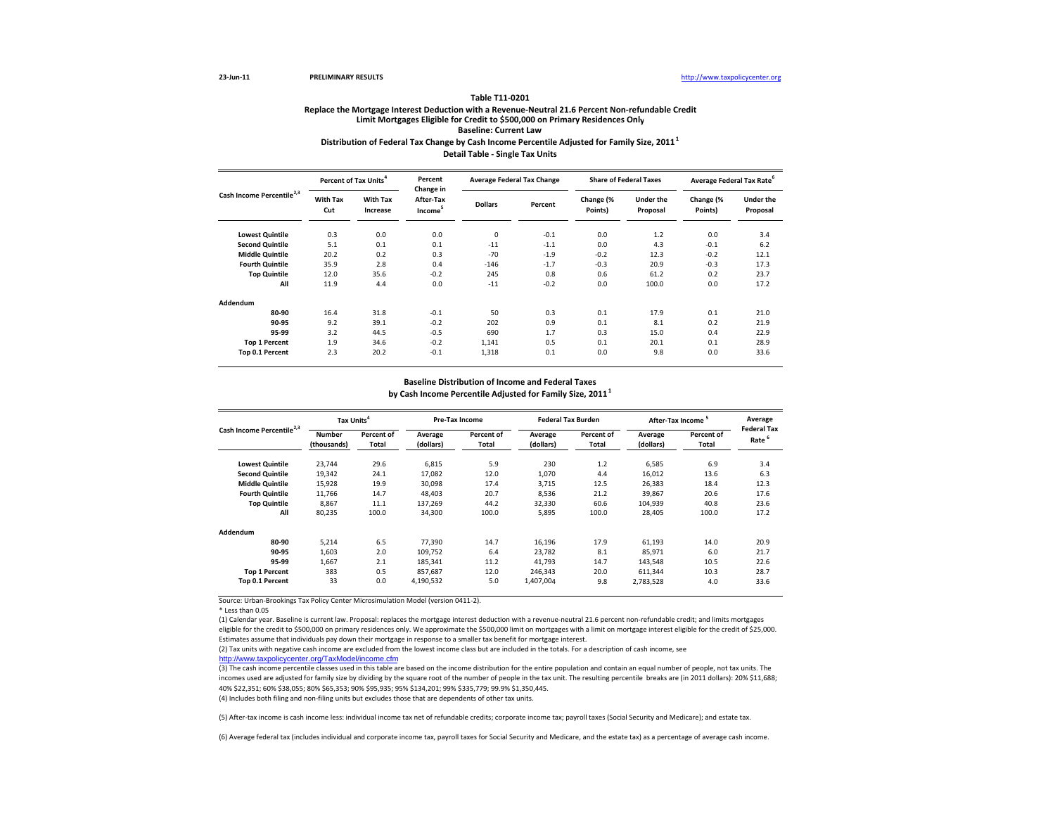**Table T11-0201**

**Replace the Mortgage Interest Deduction with a Revenue-Neutral 21.6 Percent Non-refundable Credit**

**Limit Mortgages Eligible for Credit to $500,000 on Primary Residences Only**

**Baseline: Current Law**

**Distribution of Federal Tax Change by Cash Income Percentile Adjusted for Family Size, 2011** [1]

**Detail Table - Single Tax Units**

| Cash Income Percentile [2,3] | Percent of Tax Units [4] | | Percent Change in After-Tax Income [5] | Average Federal Tax Change | | Share of Federal Taxes | | Average Federal Tax Rate [6] | |
|---|---|---|---|---|---|---|---|---|---|
| | With Tax Cut | With Tax Increase | | Dollars | Percent | Change (% Points) | Under the Proposal | Change (% Points) | Under the Proposal |
| Lowest Quintile | 0.3 | 0.0 | 0.0 | 0 | -0.1 | 0.0 | 1.2 | 0.0 | 3.4 |
| Second Quintile | 5.1 | 0.1 | 0.1 | -11 | -1.1 | 0.0 | 4.3 | -0.1 | 6.2 |
| Middle Quintile | 20.2 | 0.2 | 0.3 | -70 | -1.9 | -0.2 | 12.3 | -0.2 | 12.1 |
| Fourth Quintile | 35.9 | 2.8 | 0.4 | -146 | -1.7 | -0.3 | 20.9 | -0.3 | 17.3 |
| Top Quintile | 12.0 | 35.6 | -0.2 | 245 | 0.8 | 0.6 | 61.2 | 0.2 | 23.7 |
| All | 11.9 | 4.4 | 0.0 | -11 | -0.2 | 0.0 | 100.0 | 0.0 | 17.2 |
| **Addendum** | | | | | | | | | |
| 80-90 | 16.4 | 31.8 | -0.1 | 50 | 0.3 | 0.1 | 17.9 | 0.1 | 21.0 |
| 90-95 | 9.2 | 39.1 | -0.2 | 202 | 0.9 | 0.1 | 8.1 | 0.2 | 21.9 |
| 95-99 | 3.2 | 44.5 | -0.5 | 690 | 1.7 | 0.3 | 15.0 | 0.4 | 22.9 |
| Top 1 Percent | 1.9 | 34.6 | -0.2 | 1,141 | 0.5 | 0.1 | 20.1 | 0.1 | 28.9 |
| Top 0.1 Percent | 2.3 | 20.2 | -0.1 | 1,318 | 0.1 | 0.0 | 9.8 | 0.0 | 33.6 |

**Baseline Distribution of Income and Federal Taxes**

**by Cash Income Percentile Adjusted for Family Size, 2011** [1]

| Cash Income Percentile [2,3] | Tax Units [4] | | Pre-Tax Income | | Federal Tax Burden | | After-Tax Income [5] | | Average Federal Tax Rate [6] |
|---|---|---|---|---|---|---|---|---|---|
| | Number (thousands) | Percent of Total | Average (dollars) | Percent of Total | Average (dollars) | Percent of Total | Average (dollars) | Percent of Total | |
| Lowest Quintile | 23,744 | 29.6 | 6,815 | 5.9 | 230 | 1.2 | 6,585 | 6.9 | 3.4 |
| Second Quintile | 19,342 | 24.1 | 17,082 | 12.0 | 1,070 | 4.4 | 16,012 | 13.6 | 6.3 |
| Middle Quintile | 15,928 | 19.9 | 30,098 | 17.4 | 3,715 | 12.5 | 26,383 | 18.4 | 12.3 |
| Fourth Quintile | 11,766 | 14.7 | 48,403 | 20.7 | 8,536 | 21.2 | 39,867 | 20.6 | 17.6 |
| Top Quintile | 8,867 | 11.1 | 137,269 | 44.2 | 32,330 | 60.6 | 104,939 | 40.8 | 23.6 |
| All | 80,235 | 100.0 | 34,300 | 100.0 | 5,895 | 100.0 | 28,405 | 100.0 | 17.2 |
| **Addendum** | | | | | | | | | |
| 80-90 | 5,214 | 6.5 | 77,390 | 14.7 | 16,196 | 17.9 | 61,193 | 14.0 | 20.9 |
| 90-95 | 1,603 | 2.0 | 109,752 | 6.4 | 23,782 | 8.1 | 85,971 | 6.0 | 21.7 |
| 95-99 | 1,667 | 2.1 | 185,341 | 11.2 | 41,793 | 14.7 | 143,548 | 10.5 | 22.6 |
| Top 1 Percent | 383 | 0.5 | 857,687 | 12.0 | 246,343 | 20.0 | 611,344 | 10.3 | 28.7 |
| Top 0.1 Percent | 33 | 0.0 | 4,190,532 | 5.0 | 1,407,004 | 9.8 | 2,783,528 | 4.0 | 33.6 |

Source: Urban-Brookings Tax Policy Center Microsimulation Model (version 0411-2).

* Less than 0.05

(1) Calendar year. Baseline is current law. Proposal: replaces the mortgage interest deduction with a revenue-neutral 21.6 percent non-refundable credit; and limits mortgages eligible for the credit to $500,000 on primary residences only. We approximate the $500,000 limit on mortgages with a limit on mortgage interest eligible for the credit of $25,000. Estimates assume that individuals pay down their mortgage in response to a smaller tax benefit for mortgage interest.

(2) Tax units with negative cash income are excluded from the lowest income class but are included in the totals. For a description of cash income, see http://www.taxpolicycenter.org/TaxModel/income.cfm

(3) The cash income percentile classes used in this table are based on the income distribution for the entire population and contain an equal number of people, not tax units. The incomes used are adjusted for family size by dividing by the square root of the number of people in the tax unit. The resulting percentile breaks are (in 2011 dollars): 20% $11,688; 40% $22,351; 60% $38,055; 80% $65,353; 90% $95,935; 95% $134,201; 99% $335,779; 99.9% $1,350,445.

(4) Includes both filing and non-filing units but excludes those that are dependents of other tax units.

(5) After-tax income is cash income less: individual income tax net of refundable credits; corporate income tax; payroll taxes (Social Security and Medicare); and estate tax.

(6) Average federal tax (includes individual and corporate income tax, payroll taxes for Social Security and Medicare, and the estate tax) as a percentage of average cash income.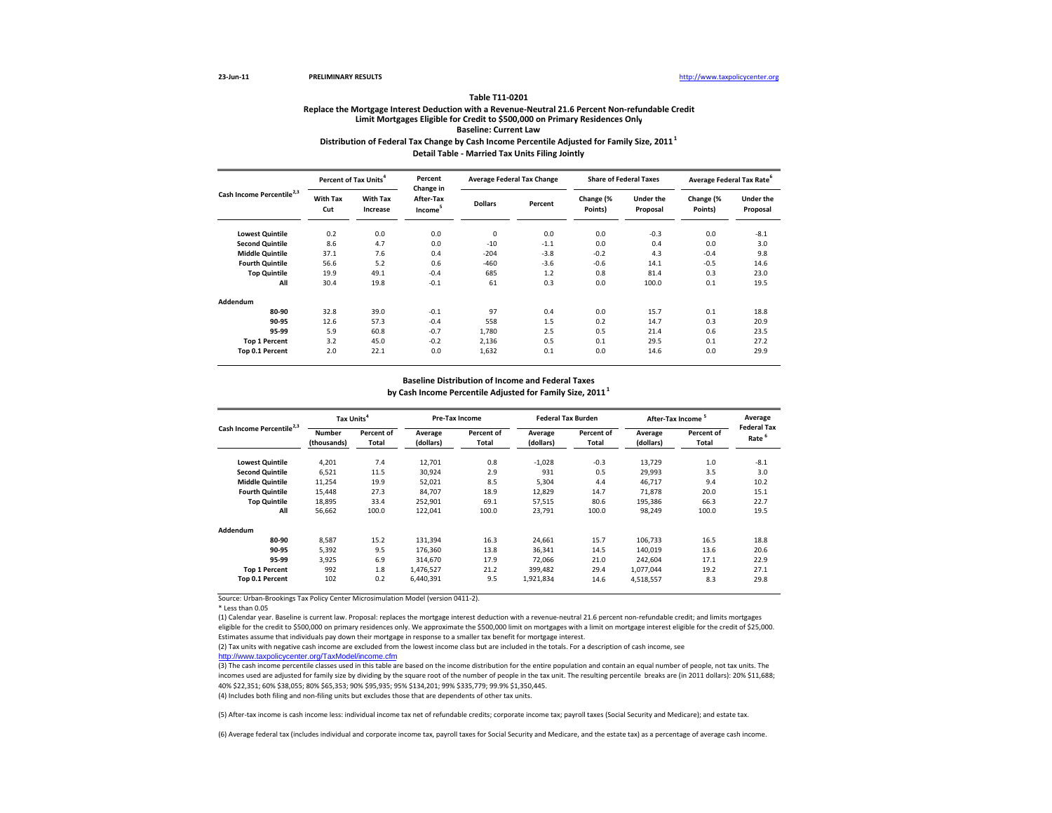23-Jun-11 PRELIMINARY RESULTS http://www.taxpolicycenter.org

**Table T11-0201**

**Replace the Mortgage Interest Deduction with a Revenue-Neutral 21.6 Percent Non-refundable Credit**
**Limit Mortgages Eligible for Credit to $500,000 on Primary Residences Only**
**Baseline: Current Law**
**Distribution of Federal Tax Change by Cash Income Percentile Adjusted for Family Size, 2011 [1]**
**Detail Table - Married Tax Units Filing Jointly**

| Cash Income Percentile [2,3] | Percent of Tax Units [4] | | Percent Change in After-Tax Income [5] | Average Federal Tax Change | | Share of Federal Taxes | | Average Federal Tax Rate [6] | |
|---|---|---|---|---|---|---|---|---|---|
| | With Tax Cut | With Tax Increase | | Dollars | Percent | Change (% Points) | Under the Proposal | Change (% Points) | Under the Proposal |
| Lowest Quintile | 0.2 | 0.0 | 0.0 | 0 | 0.0 | 0.0 | -0.3 | 0.0 | -8.1 |
| Second Quintile | 8.6 | 4.7 | 0.0 | -10 | -1.1 | 0.0 | 0.4 | 0.0 | 3.0 |
| Middle Quintile | 37.1 | 7.6 | 0.4 | -204 | -3.8 | -0.2 | 4.3 | -0.4 | 9.8 |
| Fourth Quintile | 56.6 | 5.2 | 0.6 | -460 | -3.6 | -0.6 | 14.1 | -0.5 | 14.6 |
| Top Quintile | 19.9 | 49.1 | -0.4 | 685 | 1.2 | 0.8 | 81.4 | 0.3 | 23.0 |
| All | 30.4 | 19.8 | -0.1 | 61 | 0.3 | 0.0 | 100.0 | 0.1 | 19.5 |
| **Addendum** | | | | | | | | | |
| 80-90 | 32.8 | 39.0 | -0.1 | 97 | 0.4 | 0.0 | 15.7 | 0.1 | 18.8 |
| 90-95 | 12.6 | 57.3 | -0.4 | 558 | 1.5 | 0.2 | 14.7 | 0.3 | 20.9 |
| 95-99 | 5.9 | 60.8 | -0.7 | 1,780 | 2.5 | 0.5 | 21.4 | 0.6 | 23.5 |
| Top 1 Percent | 3.2 | 45.0 | -0.2 | 2,136 | 0.5 | 0.1 | 29.5 | 0.1 | 27.2 |
| Top 0.1 Percent | 2.0 | 22.1 | 0.0 | 1,632 | 0.1 | 0.0 | 14.6 | 0.0 | 29.9 |

**Baseline Distribution of Income and Federal Taxes**
**by Cash Income Percentile Adjusted for Family Size, 2011 [1]**

| Cash Income Percentile [2,3] | Tax Units [4] | | Pre-Tax Income | | Federal Tax Burden | | After-Tax Income [5] | | Average Federal Tax Rate [6] |
|---|---|---|---|---|---|---|---|---|---|
| | Number (thousands) | Percent of Total | Average (dollars) | Percent of Total | Average (dollars) | Percent of Total | Average (dollars) | Percent of Total | |
| Lowest Quintile | 4,201 | 7.4 | 12,701 | 0.8 | -1,028 | -0.3 | 13,729 | 1.0 | -8.1 |
| Second Quintile | 6,521 | 11.5 | 30,924 | 2.9 | 931 | 0.5 | 29,993 | 3.5 | 3.0 |
| Middle Quintile | 11,254 | 19.9 | 52,021 | 8.5 | 5,304 | 4.4 | 46,717 | 9.4 | 10.2 |
| Fourth Quintile | 15,448 | 27.3 | 84,707 | 18.9 | 12,829 | 14.7 | 71,878 | 20.0 | 15.1 |
| Top Quintile | 18,895 | 33.4 | 252,901 | 69.1 | 57,515 | 80.6 | 195,386 | 66.3 | 22.7 |
| All | 56,662 | 100.0 | 122,041 | 100.0 | 23,791 | 100.0 | 98,249 | 100.0 | 19.5 |
| **Addendum** | | | | | | | | | |
| 80-90 | 8,587 | 15.2 | 131,394 | 16.3 | 24,661 | 15.7 | 106,733 | 16.5 | 18.8 |
| 90-95 | 5,392 | 9.5 | 176,360 | 13.8 | 36,341 | 14.5 | 140,019 | 13.6 | 20.6 |
| 95-99 | 3,925 | 6.9 | 314,670 | 17.9 | 72,066 | 21.0 | 242,604 | 17.1 | 22.9 |
| Top 1 Percent | 992 | 1.8 | 1,476,527 | 21.2 | 399,482 | 29.4 | 1,077,044 | 19.2 | 27.1 |
| Top 0.1 Percent | 102 | 0.2 | 6,440,391 | 9.5 | 1,921,834 | 14.6 | 4,518,557 | 8.3 | 29.8 |

Source: Urban-Brookings Tax Policy Center Microsimulation Model (version 0411-2).

* Less than 0.05

(1) Calendar year. Baseline is current law. Proposal: replaces the mortgage interest deduction with a revenue-neutral 21.6 percent non-refundable credit; and limits mortgages eligible for the credit to $500,000 on primary residences only. We approximate the $500,000 limit on mortgages with a limit on mortgage interest eligible for the credit of $25,000. Estimates assume that individuals pay down their mortgage in response to a smaller tax benefit for mortgage interest.

(2) Tax units with negative cash income are excluded from the lowest income class but are included in the totals. For a description of cash income, see http://www.taxpolicycenter.org/TaxModel/income.cfm

(3) The cash income percentile classes used in this table are based on the income distribution for the entire population and contain an equal number of people, not tax units. The incomes used are adjusted for family size by dividing by the square root of the number of people in the tax unit. The resulting percentile breaks are (in 2011 dollars): 20% $11,688; 40% $22,351; 60% $38,055; 80% $65,353; 90% $95,935; 95% $134,201; 99% $335,779; 99.9% $1,350,445.

(4) Includes both filing and non-filing units but excludes those that are dependents of other tax units.

(5) After-tax income is cash income less: individual income tax net of refundable credits; corporate income tax; payroll taxes (Social Security and Medicare); and estate tax.

(6) Average federal tax (includes individual and corporate income tax, payroll taxes for Social Security and Medicare, and the estate tax) as a percentage of average cash income.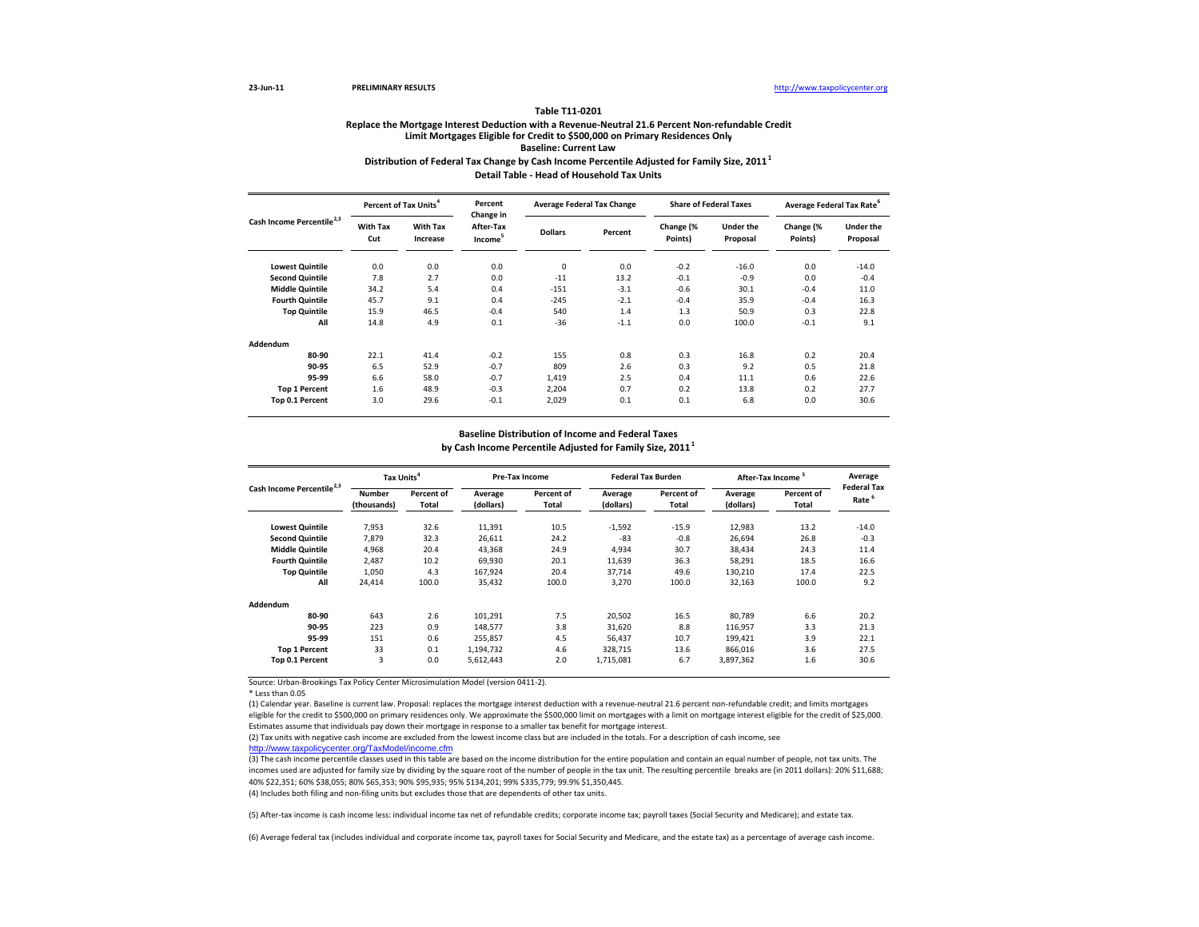23-Jun-11 PRELIMINARY RESULTS http://www.taxpolicycenter.org

### Table T11-0201

**Replace the Mortgage Interest Deduction with a Revenue-Neutral 21.6 Percent Non-refundable Credit**
**Limit Mortgages Eligible for Credit to $500,000 on Primary Residences Only**
**Baseline: Current Law**
**Distribution of Federal Tax Change by Cash Income Percentile Adjusted for Family Size, 2011 [1]**
**Detail Table - Head of Household Tax Units**

| Cash Income Percentile [2,3] | Percent of Tax Units [4] | | Percent Change in After-Tax Income [5] | Average Federal Tax Change | | Share of Federal Taxes | | Average Federal Tax Rate [6] | |
|---|---|---|---|---|---|---|---|---|---|
| | With Tax Cut | With Tax Increase | | Dollars | Percent | Change (% Points) | Under the Proposal | Change (% Points) | Under the Proposal |
| Lowest Quintile | 0.0 | 0.0 | 0.0 | 0 | 0.0 | -0.2 | -16.0 | 0.0 | -14.0 |
| Second Quintile | 7.8 | 2.7 | 0.0 | -11 | 13.2 | -0.1 | -0.9 | 0.0 | -0.4 |
| Middle Quintile | 34.2 | 5.4 | 0.4 | -151 | -3.1 | -0.6 | 30.1 | -0.4 | 11.0 |
| Fourth Quintile | 45.7 | 9.1 | 0.4 | -245 | -2.1 | -0.4 | 35.9 | -0.4 | 16.3 |
| Top Quintile | 15.9 | 46.5 | -0.4 | 540 | 1.4 | 1.3 | 50.9 | 0.3 | 22.8 |
| All | 14.8 | 4.9 | 0.1 | -36 | -1.1 | 0.0 | 100.0 | -0.1 | 9.1 |
| **Addendum** | | | | | | | | | |
| 80-90 | 22.1 | 41.4 | -0.2 | 155 | 0.8 | 0.3 | 16.8 | 0.2 | 20.4 |
| 90-95 | 6.5 | 52.9 | -0.7 | 809 | 2.6 | 0.3 | 9.2 | 0.5 | 21.8 |
| 95-99 | 6.6 | 58.0 | -0.7 | 1,419 | 2.5 | 0.4 | 11.1 | 0.6 | 22.6 |
| Top 1 Percent | 1.6 | 48.9 | -0.3 | 2,204 | 0.7 | 0.2 | 13.8 | 0.2 | 27.7 |
| Top 0.1 Percent | 3.0 | 29.6 | -0.1 | 2,029 | 0.1 | 0.1 | 6.8 | 0.0 | 30.6 |

**Baseline Distribution of Income and Federal Taxes**
**by Cash Income Percentile Adjusted for Family Size, 2011 [1]**

| Cash Income Percentile [2,3] | Tax Units [4] | | Pre-Tax Income | | Federal Tax Burden | | After-Tax Income [5] | | Average Federal Tax Rate [6] |
|---|---|---|---|---|---|---|---|---|---|
| | Number (thousands) | Percent of Total | Average (dollars) | Percent of Total | Average (dollars) | Percent of Total | Average (dollars) | Percent of Total | |
| Lowest Quintile | 7,953 | 32.6 | 11,391 | 10.5 | -1,592 | -15.9 | 12,983 | 13.2 | -14.0 |
| Second Quintile | 7,879 | 32.3 | 26,611 | 24.2 | -83 | -0.8 | 26,694 | 26.8 | -0.3 |
| Middle Quintile | 4,968 | 20.4 | 43,368 | 24.9 | 4,934 | 30.7 | 38,434 | 24.3 | 11.4 |
| Fourth Quintile | 2,487 | 10.2 | 69,930 | 20.1 | 11,639 | 36.3 | 58,291 | 18.5 | 16.6 |
| Top Quintile | 1,050 | 4.3 | 167,924 | 20.4 | 37,714 | 49.6 | 130,210 | 17.4 | 22.5 |
| All | 24,414 | 100.0 | 35,432 | 100.0 | 3,270 | 100.0 | 32,163 | 100.0 | 9.2 |
| **Addendum** | | | | | | | | | |
| 80-90 | 643 | 2.6 | 101,291 | 7.5 | 20,502 | 16.5 | 80,789 | 6.6 | 20.2 |
| 90-95 | 223 | 0.9 | 148,577 | 3.8 | 31,620 | 8.8 | 116,957 | 3.3 | 21.3 |
| 95-99 | 151 | 0.6 | 255,857 | 4.5 | 56,437 | 10.7 | 199,421 | 3.9 | 22.1 |
| Top 1 Percent | 33 | 0.1 | 1,194,732 | 4.6 | 328,715 | 13.6 | 866,016 | 3.6 | 27.5 |
| Top 0.1 Percent | 3 | 0.0 | 5,612,443 | 2.0 | 1,715,081 | 6.7 | 3,897,362 | 1.6 | 30.6 |

Source: Urban-Brookings Tax Policy Center Microsimulation Model (version 0411-2).

* Less than 0.05

(1) Calendar year. Baseline is current law. Proposal: replaces the mortgage interest deduction with a revenue-neutral 21.6 percent non-refundable credit; and limits mortgages eligible for the credit to $500,000 on primary residences only. We approximate the $500,000 limit on mortgages with a limit on mortgage interest eligible for the credit of $25,000. Estimates assume that individuals pay down their mortgage in response to a smaller tax benefit for mortgage interest.

(2) Tax units with negative cash income are excluded from the lowest income class but are included in the totals. For a description of cash income, see http://www.taxpolicycenter.org/TaxModel/income.cfm

(3) The cash income percentile classes used in this table are based on the income distribution for the entire population and contain an equal number of people, not tax units. The incomes used are adjusted for family size by dividing by the square root of the number of people in the tax unit. The resulting percentile breaks are (in 2011 dollars): 20% $11,688; 40% $22,351; 60% $38,055; 80% $65,353; 90% $95,935; 95% $134,201; 99% $335,779; 99.9% $1,350,445.

(4) Includes both filing and non-filing units but excludes those that are dependents of other tax units.

(5) After-tax income is cash income less: individual income tax net of refundable credits; corporate income tax; payroll taxes (Social Security and Medicare); and estate tax.

(6) Average federal tax (includes individual and corporate income tax, payroll taxes for Social Security and Medicare, and the estate tax) as a percentage of average cash income.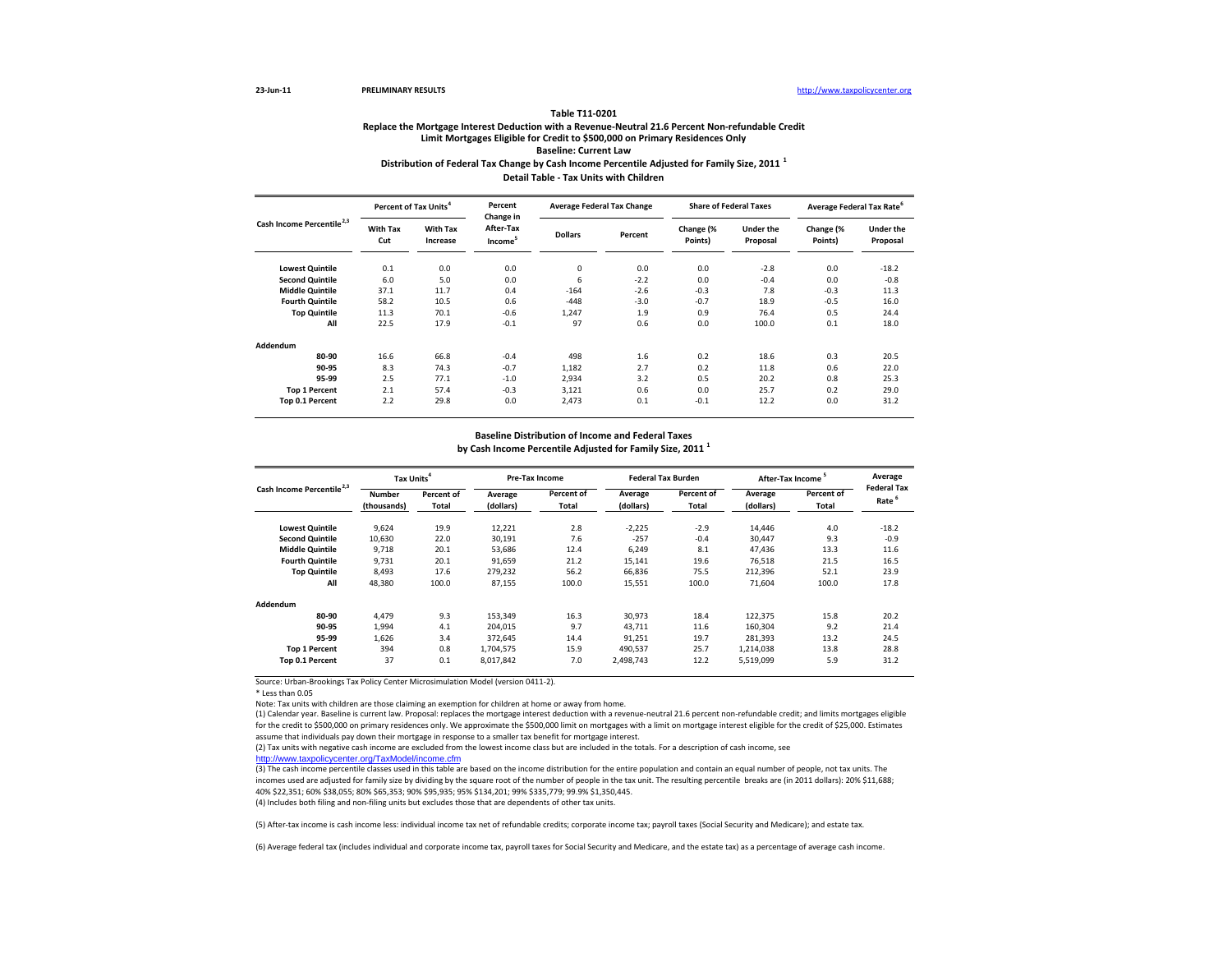23-Jun-11 PRELIMINARY RESULTS http://www.taxpolicycenter.org

## Table T11-0201

### Replace the Mortgage Interest Deduction with a Revenue-Neutral 21.6 Percent Non-refundable Credit
### Limit Mortgages Eligible for Credit to $500,000 on Primary Residences Only
### Baseline: Current Law
### Distribution of Federal Tax Change by Cash Income Percentile Adjusted for Family Size, 2011 [1]
### Detail Table - Tax Units with Children

| Cash Income Percentile [2,3] | Percent of Tax Units [4] | | Percent Change in After-Tax Income [5] | Average Federal Tax Change | | Share of Federal Taxes | | Average Federal Tax Rate [6] | |
|---|---|---|---|---|---|---|---|---|---|
| | With Tax Cut | With Tax Increase | | Dollars | Percent | Change (% Points) | Under the Proposal | Change (% Points) | Under the Proposal |
| Lowest Quintile | 0.1 | 0.0 | 0.0 | 0 | 0.0 | 0.0 | -2.8 | 0.0 | -18.2 |
| Second Quintile | 6.0 | 5.0 | 0.0 | 6 | -2.2 | 0.0 | -0.4 | 0.0 | -0.8 |
| Middle Quintile | 37.1 | 11.7 | 0.4 | -164 | -2.6 | -0.3 | 7.8 | -0.3 | 11.3 |
| Fourth Quintile | 58.2 | 10.5 | 0.6 | -448 | -3.0 | -0.7 | 18.9 | -0.5 | 16.0 |
| Top Quintile | 11.3 | 70.1 | -0.6 | 1,247 | 1.9 | 0.9 | 76.4 | 0.5 | 24.4 |
| All | 22.5 | 17.9 | -0.1 | 97 | 0.6 | 0.0 | 100.0 | 0.1 | 18.0 |
| **Addendum** | | | | | | | | | |
| 80-90 | 16.6 | 66.8 | -0.4 | 498 | 1.6 | 0.2 | 18.6 | 0.3 | 20.5 |
| 90-95 | 8.3 | 74.3 | -0.7 | 1,182 | 2.7 | 0.2 | 11.8 | 0.6 | 22.0 |
| 95-99 | 2.5 | 77.1 | -1.0 | 2,934 | 3.2 | 0.5 | 20.2 | 0.8 | 25.3 |
| Top 1 Percent | 2.1 | 57.4 | -0.3 | 3,121 | 0.6 | 0.0 | 25.7 | 0.2 | 29.0 |
| Top 0.1 Percent | 2.2 | 29.8 | 0.0 | 2,473 | 0.1 | -0.1 | 12.2 | 0.0 | 31.2 |

### Baseline Distribution of Income and Federal Taxes
### by Cash Income Percentile Adjusted for Family Size, 2011 [1]

| Cash Income Percentile [2,3] | Tax Units [4] | | Pre-Tax Income | | Federal Tax Burden | | After-Tax Income [5] | | Average Federal Tax Rate [6] |
|---|---|---|---|---|---|---|---|---|---|
| | Number (thousands) | Percent of Total | Average (dollars) | Percent of Total | Average (dollars) | Percent of Total | Average (dollars) | Percent of Total | |
| Lowest Quintile | 9,624 | 19.9 | 12,221 | 2.8 | -2,225 | -2.9 | 14,446 | 4.0 | -18.2 |
| Second Quintile | 10,630 | 22.0 | 30,191 | 7.6 | -257 | -0.4 | 30,447 | 9.3 | -0.9 |
| Middle Quintile | 9,718 | 20.1 | 53,686 | 12.4 | 6,249 | 8.1 | 47,436 | 13.3 | 11.6 |
| Fourth Quintile | 9,731 | 20.1 | 91,659 | 21.2 | 15,141 | 19.6 | 76,518 | 21.5 | 16.5 |
| Top Quintile | 8,493 | 17.6 | 279,232 | 56.2 | 66,836 | 75.5 | 212,396 | 52.1 | 23.9 |
| All | 48,380 | 100.0 | 87,155 | 100.0 | 15,551 | 100.0 | 71,604 | 100.0 | 17.8 |
| **Addendum** | | | | | | | | | |
| 80-90 | 4,479 | 9.3 | 153,349 | 16.3 | 30,973 | 18.4 | 122,375 | 15.8 | 20.2 |
| 90-95 | 1,994 | 4.1 | 204,015 | 9.7 | 43,711 | 11.6 | 160,304 | 9.2 | 21.4 |
| 95-99 | 1,626 | 3.4 | 372,645 | 14.4 | 91,251 | 19.7 | 281,393 | 13.2 | 24.5 |
| Top 1 Percent | 394 | 0.8 | 1,704,575 | 15.9 | 490,537 | 25.7 | 1,214,038 | 13.8 | 28.8 |
| Top 0.1 Percent | 37 | 0.1 | 8,017,842 | 7.0 | 2,498,743 | 12.2 | 5,519,099 | 5.9 | 31.2 |

Source: Urban-Brookings Tax Policy Center Microsimulation Model (version 0411-2).

* Less than 0.05

Note: Tax units with children are those claiming an exemption for children at home or away from home.

(1) Calendar year. Baseline is current law. Proposal: replaces the mortgage interest deduction with a revenue-neutral 21.6 percent non-refundable credit; and limits mortgages eligible for the credit to $500,000 on primary residences only. We approximate the $500,000 limit on mortgages with a limit on mortgage interest eligible for the credit of $25,000. Estimates assume that individuals pay down their mortgage in response to a smaller tax benefit for mortgage interest.

(2) Tax units with negative cash income are excluded from the lowest income class but are included in the totals. For a description of cash income, see http://www.taxpolicycenter.org/TaxModel/income.cfm

(3) The cash income percentile classes used in this table are based on the income distribution for the entire population and contain an equal number of people, not tax units. The incomes used are adjusted for family size by dividing by the square root of the number of people in the tax unit. The resulting percentile breaks are (in 2011 dollars): 20% $11,688; 40% $22,351; 60% $38,055; 80% $65,353; 90% $95,935; 95% $134,201; 99% $335,779; 99.9% $1,350,445.

(4) Includes both filing and non-filing units but excludes those that are dependents of other tax units.

(5) After-tax income is cash income less: individual income tax net of refundable credits; corporate income tax; payroll taxes (Social Security and Medicare); and estate tax.

(6) Average federal tax (includes individual and corporate income tax, payroll taxes for Social Security and Medicare, and the estate tax) as a percentage of average cash income.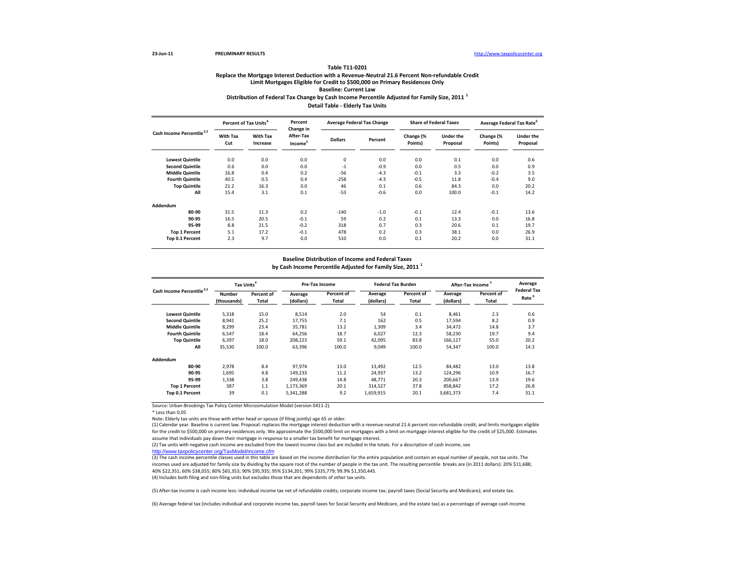23-Jun-11 PRELIMINARY RESULTS http://www.taxpolicycenter.org

**Table T11-0201**

**Replace the Mortgage Interest Deduction with a Revenue-Neutral 21.6 Percent Non-refundable Credit**
**Limit Mortgages Eligible for Credit to $500,000 on Primary Residences Only**
**Baseline: Current Law**
**Distribution of Federal Tax Change by Cash Income Percentile Adjusted for Family Size, 2011 [1]**
**Detail Table - Elderly Tax Units**

| Cash Income Percentile [2,3] | Percent of Tax Units [4] | | Percent Change in After-Tax Income [5] | Average Federal Tax Change | | Share of Federal Taxes | | Average Federal Tax Rate [6] | |
|---|---|---|---|---|---|---|---|---|---|
| | With Tax Cut | With Tax Increase | | Dollars | Percent | Change (% Points) | Under the Proposal | Change (% Points) | Under the Proposal |
| Lowest Quintile | 0.0 | 0.0 | 0.0 | 0 | 0.0 | 0.0 | 0.1 | 0.0 | 0.6 |
| Second Quintile | 0.6 | 0.0 | 0.0 | -1 | -0.9 | 0.0 | 0.5 | 0.0 | 0.9 |
| Middle Quintile | 16.8 | 0.4 | 0.2 | -56 | -4.3 | -0.1 | 3.3 | -0.2 | 3.5 |
| Fourth Quintile | 40.5 | 0.5 | 0.4 | -258 | -4.3 | -0.5 | 11.8 | -0.4 | 9.0 |
| Top Quintile | 21.2 | 16.3 | 0.0 | 46 | 0.1 | 0.6 | 84.3 | 0.0 | 20.2 |
| All | 15.4 | 3.1 | 0.1 | -53 | -0.6 | 0.0 | 100.0 | -0.1 | 14.2 |
| **Addendum** | | | | | | | | | |
| 80-90 | 31.5 | 11.3 | 0.2 | -140 | -1.0 | -0.1 | 12.4 | -0.1 | 13.6 |
| 90-95 | 16.5 | 20.5 | -0.1 | 59 | 0.2 | 0.1 | 13.3 | 0.0 | 16.8 |
| 95-99 | 8.8 | 21.5 | -0.2 | 318 | 0.7 | 0.3 | 20.6 | 0.1 | 19.7 |
| Top 1 Percent | 5.1 | 17.2 | -0.1 | 478 | 0.2 | 0.3 | 38.1 | 0.0 | 26.9 |
| Top 0.1 Percent | 2.3 | 9.7 | 0.0 | 510 | 0.0 | 0.1 | 20.2 | 0.0 | 31.1 |

**Baseline Distribution of Income and Federal Taxes**
**by Cash Income Percentile Adjusted for Family Size, 2011 [1]**

| Cash Income Percentile [2,3] | Tax Units [4] | | Pre-Tax Income | | Federal Tax Burden | | After-Tax Income [5] | | Average Federal Tax Rate [6] |
|---|---|---|---|---|---|---|---|---|---|
| | Number (thousands) | Percent of Total | Average (dollars) | Percent of Total | Average (dollars) | Percent of Total | Average (dollars) | Percent of Total | |
| Lowest Quintile | 5,318 | 15.0 | 8,514 | 2.0 | 54 | 0.1 | 8,461 | 2.3 | 0.6 |
| Second Quintile | 8,941 | 25.2 | 17,755 | 7.1 | 162 | 0.5 | 17,594 | 8.2 | 0.9 |
| Middle Quintile | 8,299 | 23.4 | 35,781 | 13.2 | 1,309 | 3.4 | 34,472 | 14.8 | 3.7 |
| Fourth Quintile | 6,547 | 18.4 | 64,256 | 18.7 | 6,027 | 12.3 | 58,230 | 19.7 | 9.4 |
| Top Quintile | 6,397 | 18.0 | 208,223 | 59.1 | 42,095 | 83.8 | 166,127 | 55.0 | 20.2 |
| All | 35,530 | 100.0 | 63,396 | 100.0 | 9,049 | 100.0 | 54,347 | 100.0 | 14.3 |
| **Addendum** | | | | | | | | | |
| 80-90 | 2,978 | 8.4 | 97,974 | 13.0 | 13,492 | 12.5 | 84,482 | 13.0 | 13.8 |
| 90-95 | 1,695 | 4.8 | 149,233 | 11.2 | 24,937 | 13.2 | 124,296 | 10.9 | 16.7 |
| 95-99 | 1,338 | 3.8 | 249,438 | 14.8 | 48,771 | 20.3 | 200,667 | 13.9 | 19.6 |
| Top 1 Percent | 387 | 1.1 | 1,173,369 | 20.1 | 314,527 | 37.8 | 858,842 | 17.2 | 26.8 |
| Top 0.1 Percent | 39 | 0.1 | 5,341,288 | 9.2 | 1,659,915 | 20.1 | 3,681,373 | 7.4 | 31.1 |

Source: Urban-Brookings Tax Policy Center Microsimulation Model (version 0411-2).

* Less than 0.05

Note: Elderly tax units are those with either head or spouse (if filing jointly) age 65 or older.

(1) Calendar year. Baseline is current law. Proposal: replaces the mortgage interest deduction with a revenue-neutral 21.6 percent non-refundable credit; and limits mortgages eligible for the credit to $500,000 on primary residences only. We approximate the $500,000 limit on mortgages with a limit on mortgage interest eligible for the credit of $25,000. Estimates assume that individuals pay down their mortgage in response to a smaller tax benefit for mortgage interest.

(2) Tax units with negative cash income are excluded from the lowest income class but are included in the totals. For a description of cash income, see http://www.taxpolicycenter.org/TaxModel/income.cfm

(3) The cash income percentile classes used in this table are based on the income distribution for the entire population and contain an equal number of people, not tax units. The incomes used are adjusted for family size by dividing by the square root of the number of people in the tax unit. The resulting percentile breaks are (in 2011 dollars): 20% $11,688; 40% $22,351; 60% $38,055; 80% $65,353; 90% $95,935; 95% $134,201; 99% $335,779; 99.9% $1,350,445.

(4) Includes both filing and non-filing units but excludes those that are dependents of other tax units.

(5) After-tax income is cash income less: individual income tax net of refundable credits; corporate income tax; payroll taxes (Social Security and Medicare); and estate tax.

(6) Average federal tax (includes individual and corporate income tax, payroll taxes for Social Security and Medicare, and the estate tax) as a percentage of average cash income.